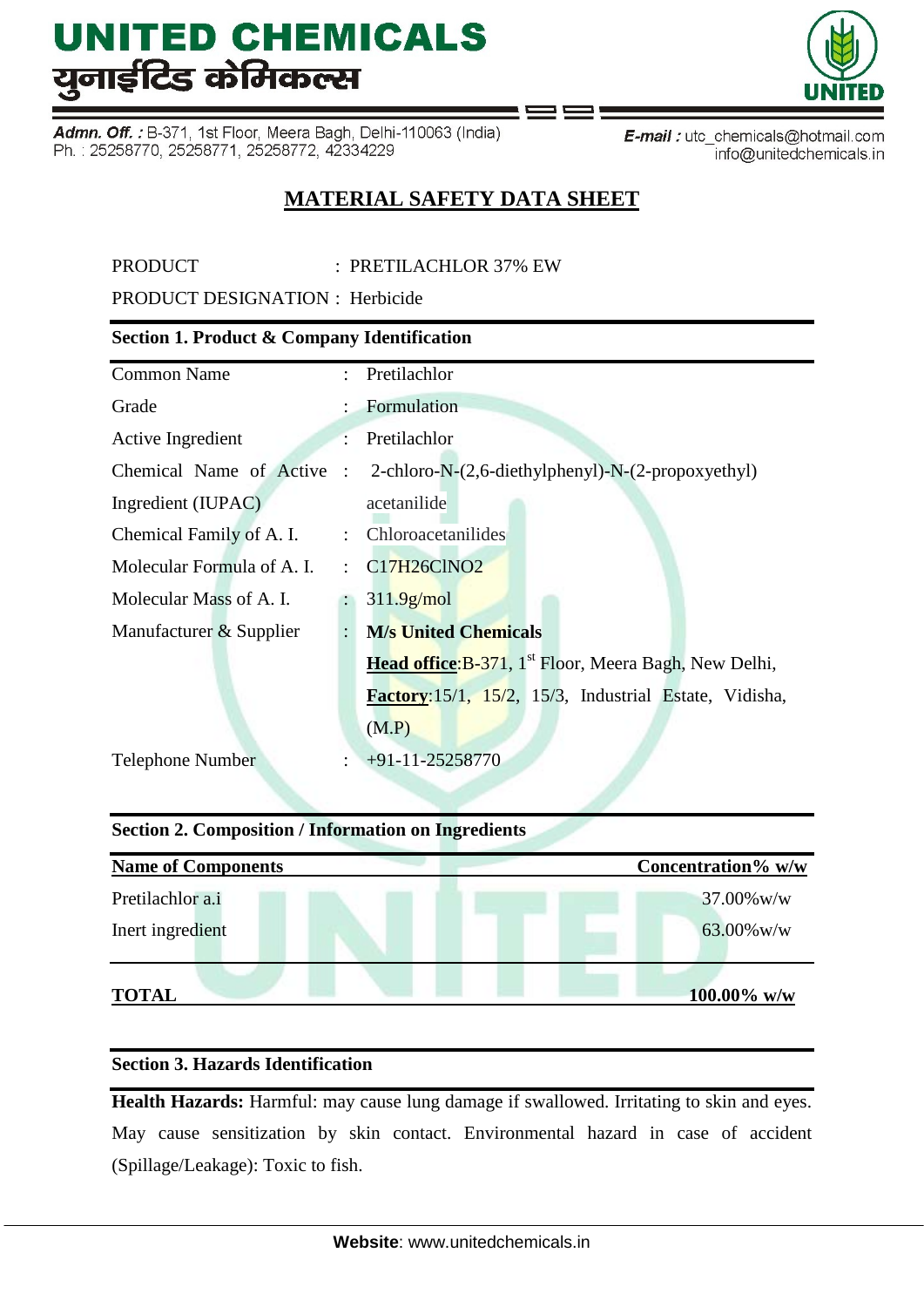# UNITED CHEMICALS
# युनाईटिड केमिकल्स

**Admn. Off. :** B-371, 1st Floor, Meera Bagh, Delhi-110063 (India)
Ph. : 25258770, 25258771, 25258772, 42334229

**E-mail :** utc_chemicals@hotmail.com
info@unitedchemicals.in

## MATERIAL SAFETY DATA SHEET

PRODUCT : PRETILACHLOR 37% EW

PRODUCT DESIGNATION : Herbicide

### Section 1. Product & Company Identification

| | | |
|---|---|---|
| Common Name | : | Pretilachlor |
| Grade | : | Formulation |
| Active Ingredient | : | Pretilachlor |
| Chemical Name of Active Ingredient (IUPAC) | : | 2-chloro-N-(2,6-diethylphenyl)-N-(2-propoxyethyl) acetanilide |
| Chemical Family of A. I. | : | Chloroacetanilides |
| Molecular Formula of A. I. | : | $C_{17}H_{26}ClNO_2$ |
| Molecular Mass of A. I. | : | 311.9g/mol |
| Manufacturer & Supplier | : | **M/s United Chemicals**<br>**Head office**:B-371, 1st Floor, Meera Bagh, New Delhi,<br>**Factory**:15/1, 15/2, 15/3, Industrial Estate, Vidisha, (M.P) |
| Telephone Number | : | +91-11-25258770 |

### Section 2. Composition / Information on Ingredients

| Name of Components | Concentration% w/w |
|---|---|
| Pretilachlor a.i | 37.00%w/w |
| Inert ingredient | 63.00%w/w |
| **TOTAL** | **100.00% w/w** |

### Section 3. Hazards Identification

**Health Hazards:** Harmful: may cause lung damage if swallowed. Irritating to skin and eyes. May cause sensitization by skin contact. Environmental hazard in case of accident (Spillage/Leakage): Toxic to fish.

**Website**: www.unitedchemicals.in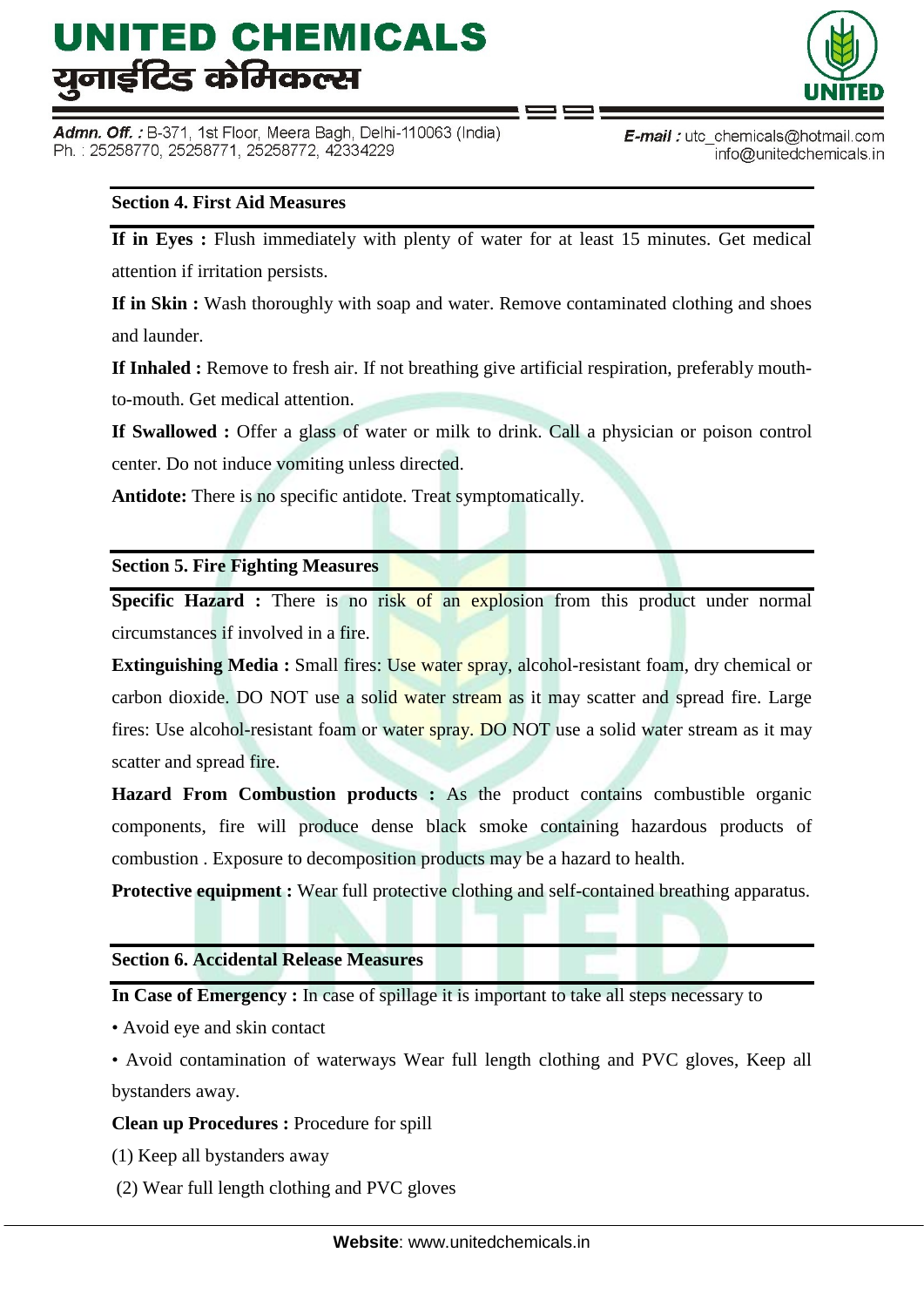## Section 4. First Aid Measures

**If in Eyes :** Flush immediately with plenty of water for at least 15 minutes. Get medical attention if irritation persists.

**If in Skin :** Wash thoroughly with soap and water. Remove contaminated clothing and shoes and launder.

**If Inhaled :** Remove to fresh air. If not breathing give artificial respiration, preferably mouth-to-mouth. Get medical attention.

**If Swallowed :** Offer a glass of water or milk to drink. Call a physician or poison control center. Do not induce vomiting unless directed.

**Antidote:** There is no specific antidote. Treat symptomatically.

## Section 5. Fire Fighting Measures

**Specific Hazard :** There is no risk of an explosion from this product under normal circumstances if involved in a fire.

**Extinguishing Media :** Small fires: Use water spray, alcohol-resistant foam, dry chemical or carbon dioxide. DO NOT use a solid water stream as it may scatter and spread fire. Large fires: Use alcohol-resistant foam or water spray. DO NOT use a solid water stream as it may scatter and spread fire.

**Hazard From Combustion products :** As the product contains combustible organic components, fire will produce dense black smoke containing hazardous products of combustion . Exposure to decomposition products may be a hazard to health.

**Protective equipment :** Wear full protective clothing and self-contained breathing apparatus.

## Section 6. Accidental Release Measures

**In Case of Emergency :** In case of spillage it is important to take all steps necessary to

• Avoid eye and skin contact

• Avoid contamination of waterways Wear full length clothing and PVC gloves, Keep all bystanders away.

**Clean up Procedures :** Procedure for spill

(1) Keep all bystanders away

(2) Wear full length clothing and PVC gloves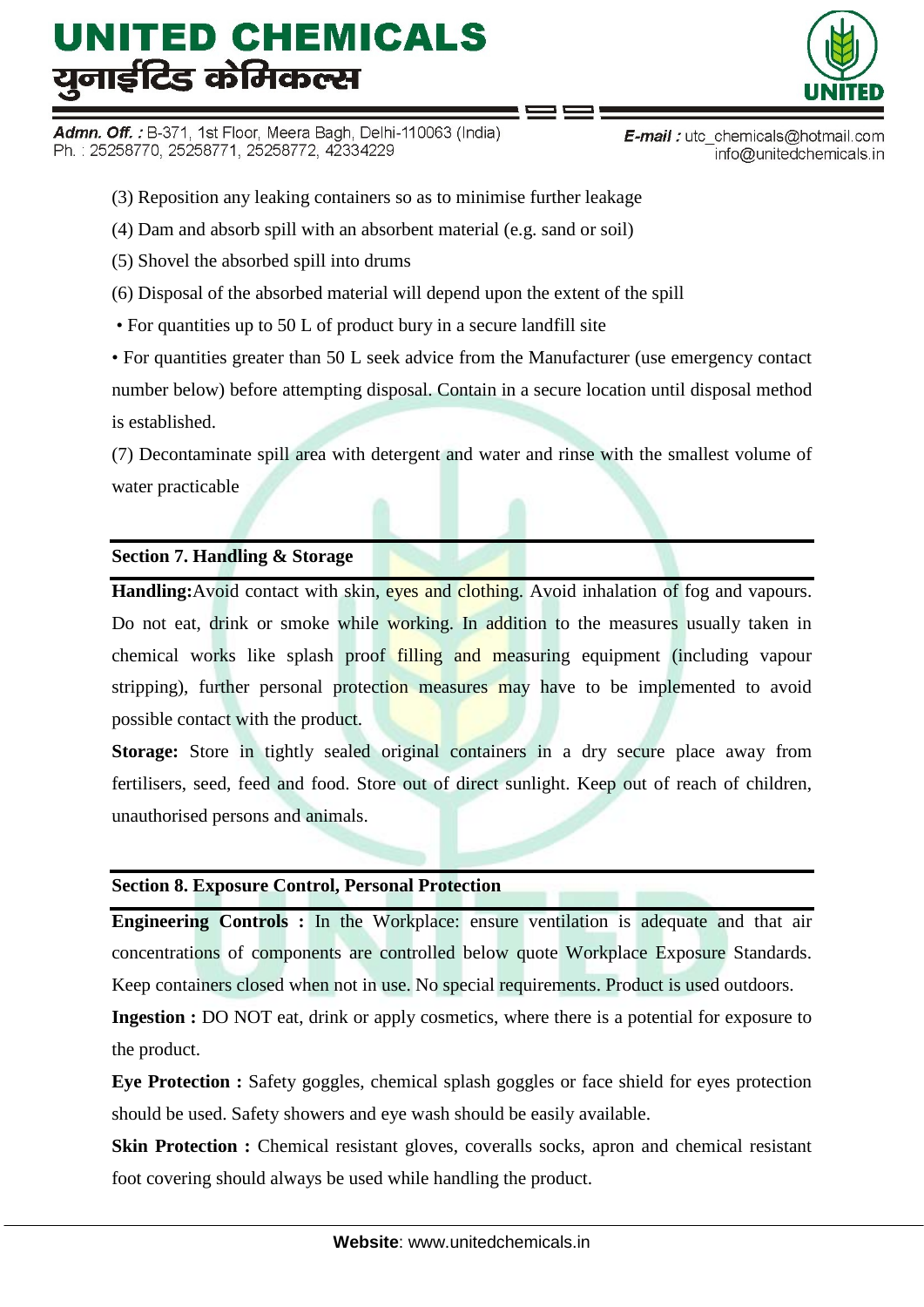(3) Reposition any leaking containers so as to minimise further leakage

(4) Dam and absorb spill with an absorbent material (e.g. sand or soil)

(5) Shovel the absorbed spill into drums

(6) Disposal of the absorbed material will depend upon the extent of the spill

- For quantities up to 50 L of product bury in a secure landfill site
- For quantities greater than 50 L seek advice from the Manufacturer (use emergency contact number below) before attempting disposal. Contain in a secure location until disposal method is established.

(7) Decontaminate spill area with detergent and water and rinse with the smallest volume of water practicable

## Section 7. Handling & Storage

**Handling:** Avoid contact with skin, eyes and clothing. Avoid inhalation of fog and vapours. Do not eat, drink or smoke while working. In addition to the measures usually taken in chemical works like splash proof filling and measuring equipment (including vapour stripping), further personal protection measures may have to be implemented to avoid possible contact with the product.

**Storage:** Store in tightly sealed original containers in a dry secure place away from fertilisers, seed, feed and food. Store out of direct sunlight. Keep out of reach of children, unauthorised persons and animals.

## Section 8. Exposure Control, Personal Protection

**Engineering Controls :** In the Workplace: ensure ventilation is adequate and that air concentrations of components are controlled below quote Workplace Exposure Standards. Keep containers closed when not in use. No special requirements. Product is used outdoors.

**Ingestion :** DO NOT eat, drink or apply cosmetics, where there is a potential for exposure to the product.

**Eye Protection :** Safety goggles, chemical splash goggles or face shield for eyes protection should be used. Safety showers and eye wash should be easily available.

**Skin Protection :** Chemical resistant gloves, coveralls socks, apron and chemical resistant foot covering should always be used while handling the product.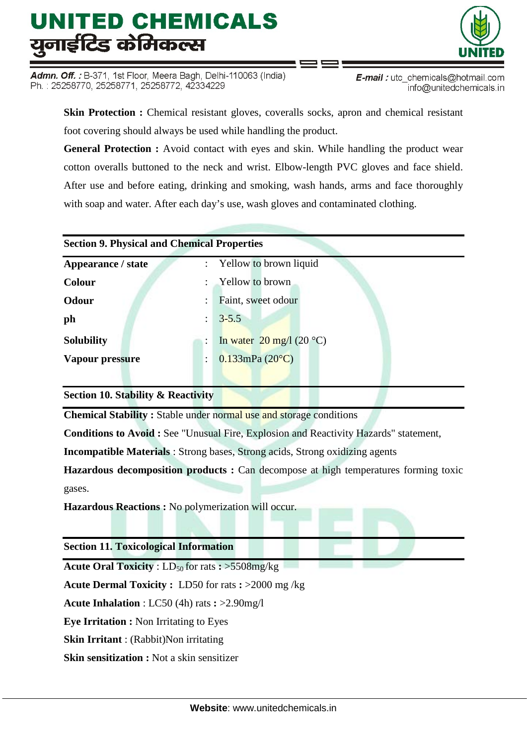**Skin Protection :** Chemical resistant gloves, coveralls socks, apron and chemical resistant foot covering should always be used while handling the product.

**General Protection :** Avoid contact with eyes and skin. While handling the product wear cotton overalls buttoned to the neck and wrist. Elbow-length PVC gloves and face shield. After use and before eating, drinking and smoking, wash hands, arms and face thoroughly with soap and water. After each day's use, wash gloves and contaminated clothing.

## Section 9. Physical and Chemical Properties

| | | |
|---|---|---|
| **Appearance / state** | : | Yellow to brown liquid |
| **Colour** | : | Yellow to brown |
| **Odour** | : | Faint, sweet odour |
| **ph** | : | 3-5.5 |
| **Solubility** | : | In water 20 mg/l (20 °C) |
| **Vapour pressure** | : | 0.133mPa (20°C) |

## Section 10. Stability & Reactivity

**Chemical Stability :** Stable under normal use and storage conditions

**Conditions to Avoid :** See "Unusual Fire, Explosion and Reactivity Hazards" statement,

**Incompatible Materials** : Strong bases, Strong acids, Strong oxidizing agents

**Hazardous decomposition products :** Can decompose at high temperatures forming toxic gases.

**Hazardous Reactions :** No polymerization will occur.

## Section 11. Toxicological Information

**Acute Oral Toxicity** : $LD_{50}$ for rats **:** >5508mg/kg

**Acute Dermal Toxicity :** LD50 for rats **:** >2000 mg /kg

**Acute Inhalation** : LC50 (4h) rats **:** >2.90mg/l

**Eye Irritation :** Non Irritating to Eyes

**Skin Irritant** : (Rabbit)Non irritating

**Skin sensitization :** Not a skin sensitizer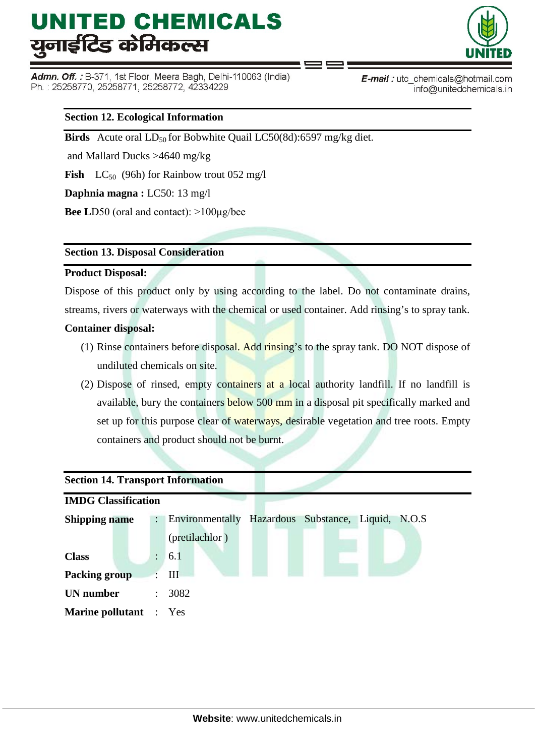## Section 12. Ecological Information

**Birds** Acute oral $LD_{50}$ for Bobwhite Quail LC50(8d):6597 mg/kg diet.

and Mallard Ducks >4640 mg/kg

**Fish** $LC_{50}$ (96h) for Rainbow trout 052 mg/l

**Daphnia magna :** LC50: 13 mg/l

**Bee L**D50 (oral and contact): >100µg/bee

## Section 13. Disposal Consideration

**Product Disposal:**

Dispose of this product only by using according to the label. Do not contaminate drains, streams, rivers or waterways with the chemical or used container. Add rinsing's to spray tank.

**Container disposal:**

(1) Rinse containers before disposal. Add rinsing's to the spray tank. DO NOT dispose of undiluted chemicals on site.

(2) Dispose of rinsed, empty containers at a local authority landfill. If no landfill is available, bury the containers below 500 mm in a disposal pit specifically marked and set up for this purpose clear of waterways, desirable vegetation and tree roots. Empty containers and product should not be burnt.

## Section 14. Transport Information

**IMDG Classification**

| | | |
|---|---|---|
| **Shipping name** | : | Environmentally Hazardous Substance, Liquid, N.O.S (pretilachlor ) |
| **Class** | : | 6.1 |
| **Packing group** | : | III |
| **UN number** | : | 3082 |
| **Marine pollutant** | : | Yes |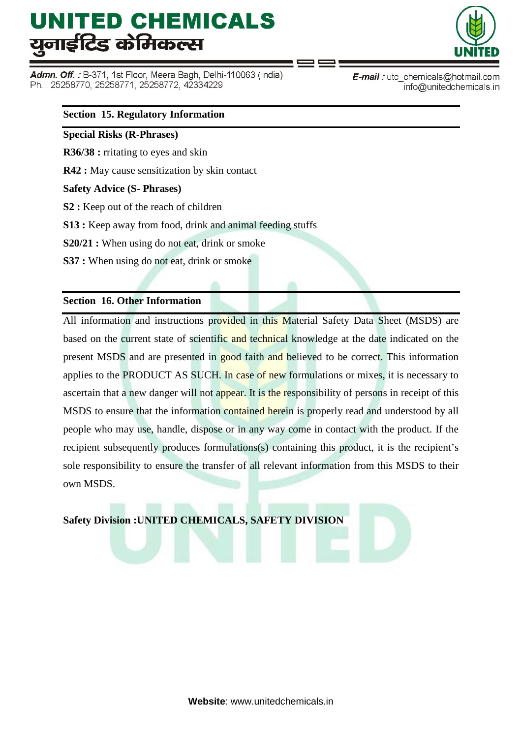## Section 15. Regulatory Information

**Special Risks (R-Phrases)**

**R36/38 :** rritating to eyes and skin

**R42 :** May cause sensitization by skin contact

**Safety Advice (S- Phrases)**

**S2 :** Keep out of the reach of children

**S13 :** Keep away from food, drink and animal feeding stuffs

**S20/21 :** When using do not eat, drink or smoke

**S37 :** When using do not eat, drink or smoke

## Section 16. Other Information

All information and instructions provided in this Material Safety Data Sheet (MSDS) are based on the current state of scientific and technical knowledge at the date indicated on the present MSDS and are presented in good faith and believed to be correct. This information applies to the PRODUCT AS SUCH. In case of new formulations or mixes, it is necessary to ascertain that a new danger will not appear. It is the responsibility of persons in receipt of this MSDS to ensure that the information contained herein is properly read and understood by all people who may use, handle, dispose or in any way come in contact with the product. If the recipient subsequently produces formulations(s) containing this product, it is the recipient's sole responsibility to ensure the transfer of all relevant information from this MSDS to their own MSDS.

**Safety Division :UNITED CHEMICALS, SAFETY DIVISION**